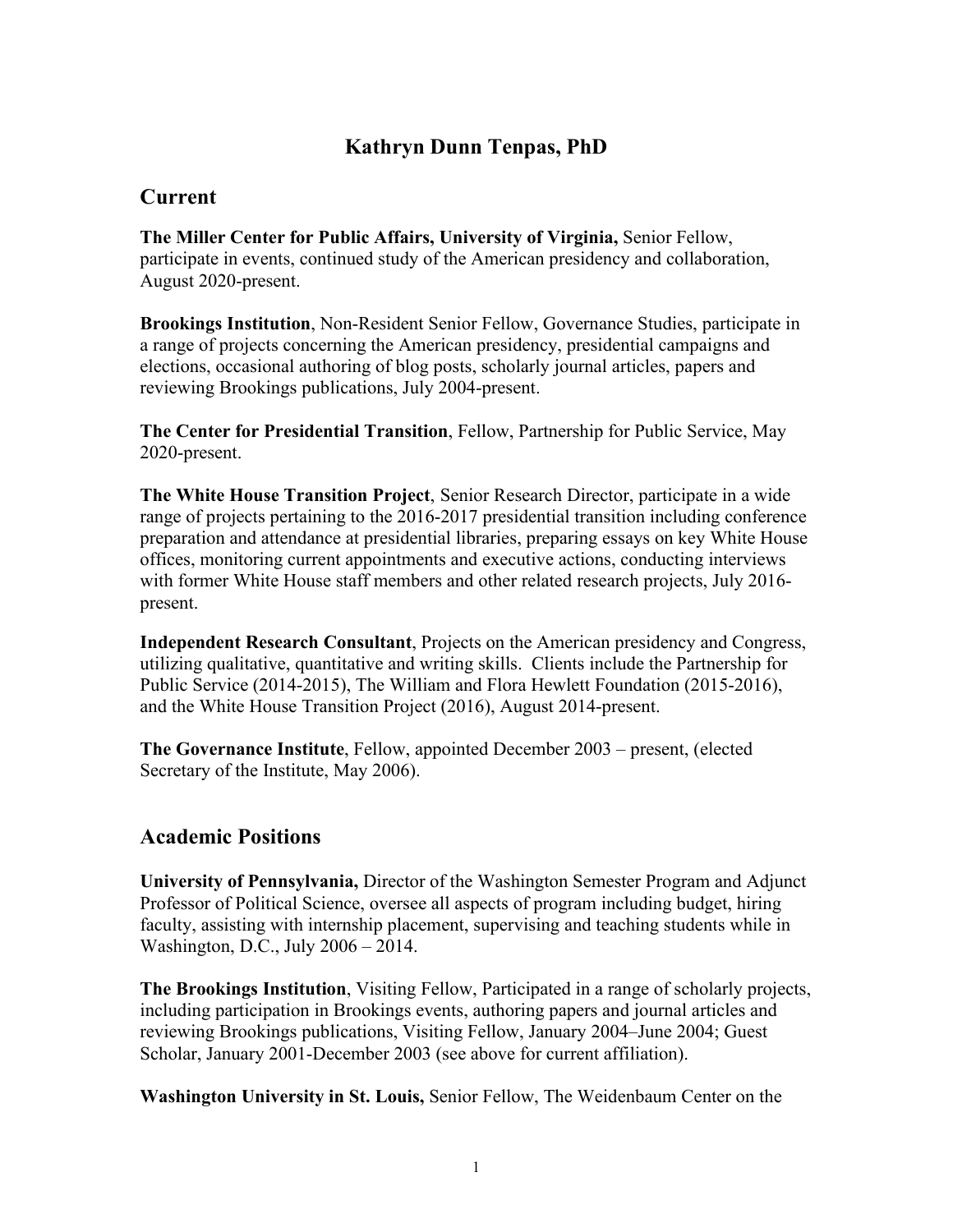# Kathryn Dunn Tenpas, PhD

## Current

**The Miller Center for Public Affairs, University of Virginia,** Senior Fellow, participate in events, continued study of the American presidency and collaboration, August 2020-present.

**Brookings Institution**, Non-Resident Senior Fellow, Governance Studies, participate in a range of projects concerning the American presidency, presidential campaigns and elections, occasional authoring of blog posts, scholarly journal articles, papers and reviewing Brookings publications, July 2004-present.

**The Center for Presidential Transition**, Fellow, Partnership for Public Service, May 2020-present.

**The White House Transition Project**, Senior Research Director, participate in a wide range of projects pertaining to the 2016-2017 presidential transition including conference preparation and attendance at presidential libraries, preparing essays on key White House offices, monitoring current appointments and executive actions, conducting interviews with former White House staff members and other related research projects, July 2016-present.

**Independent Research Consultant**, Projects on the American presidency and Congress, utilizing qualitative, quantitative and writing skills. Clients include the Partnership for Public Service (2014-2015), The William and Flora Hewlett Foundation (2015-2016), and the White House Transition Project (2016), August 2014-present.

**The Governance Institute**, Fellow, appointed December 2003 – present, (elected Secretary of the Institute, May 2006).

## Academic Positions

**University of Pennsylvania,** Director of the Washington Semester Program and Adjunct Professor of Political Science, oversee all aspects of program including budget, hiring faculty, assisting with internship placement, supervising and teaching students while in Washington, D.C., July 2006 – 2014.

**The Brookings Institution**, Visiting Fellow, Participated in a range of scholarly projects, including participation in Brookings events, authoring papers and journal articles and reviewing Brookings publications, Visiting Fellow, January 2004–June 2004; Guest Scholar, January 2001-December 2003 (see above for current affiliation).

**Washington University in St. Louis,** Senior Fellow, The Weidenbaum Center on the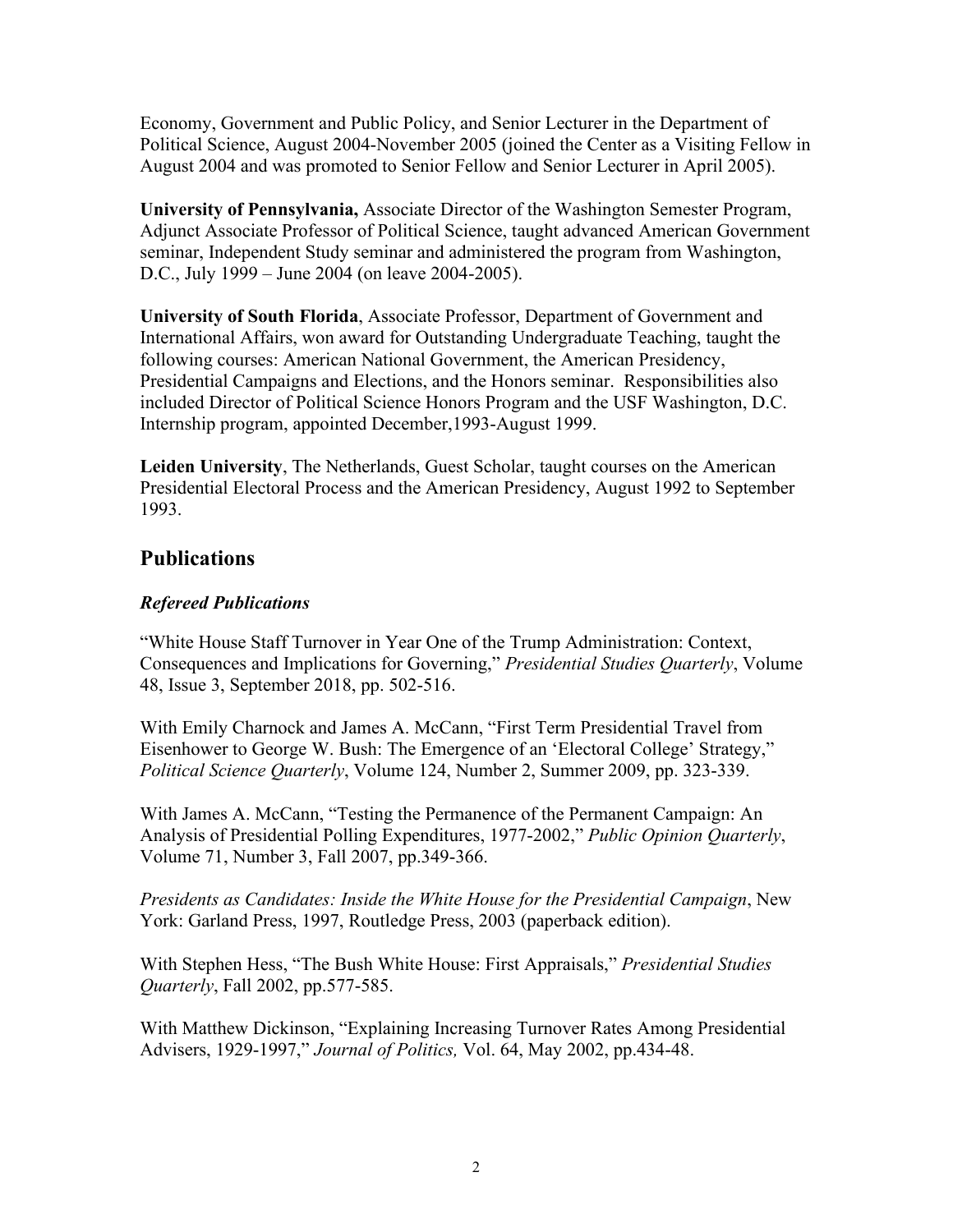Economy, Government and Public Policy, and Senior Lecturer in the Department of Political Science, August 2004-November 2005 (joined the Center as a Visiting Fellow in August 2004 and was promoted to Senior Fellow and Senior Lecturer in April 2005).

**University of Pennsylvania,** Associate Director of the Washington Semester Program, Adjunct Associate Professor of Political Science, taught advanced American Government seminar, Independent Study seminar and administered the program from Washington, D.C., July 1999 – June 2004 (on leave 2004-2005).

**University of South Florida**, Associate Professor, Department of Government and International Affairs, won award for Outstanding Undergraduate Teaching, taught the following courses: American National Government, the American Presidency, Presidential Campaigns and Elections, and the Honors seminar. Responsibilities also included Director of Political Science Honors Program and the USF Washington, D.C. Internship program, appointed December,1993-August 1999.

**Leiden University**, The Netherlands, Guest Scholar, taught courses on the American Presidential Electoral Process and the American Presidency, August 1992 to September 1993.

## Publications

### *Refereed Publications*

"White House Staff Turnover in Year One of the Trump Administration: Context, Consequences and Implications for Governing," *Presidential Studies Quarterly*, Volume 48, Issue 3, September 2018, pp. 502-516.

With Emily Charnock and James A. McCann, "First Term Presidential Travel from Eisenhower to George W. Bush: The Emergence of an 'Electoral College' Strategy," *Political Science Quarterly*, Volume 124, Number 2, Summer 2009, pp. 323-339.

With James A. McCann, "Testing the Permanence of the Permanent Campaign: An Analysis of Presidential Polling Expenditures, 1977-2002," *Public Opinion Quarterly*, Volume 71, Number 3, Fall 2007, pp.349-366.

*Presidents as Candidates: Inside the White House for the Presidential Campaign*, New York: Garland Press, 1997, Routledge Press, 2003 (paperback edition).

With Stephen Hess, "The Bush White House: First Appraisals," *Presidential Studies Quarterly*, Fall 2002, pp.577-585.

With Matthew Dickinson, "Explaining Increasing Turnover Rates Among Presidential Advisers, 1929-1997," *Journal of Politics,* Vol. 64, May 2002, pp.434-48.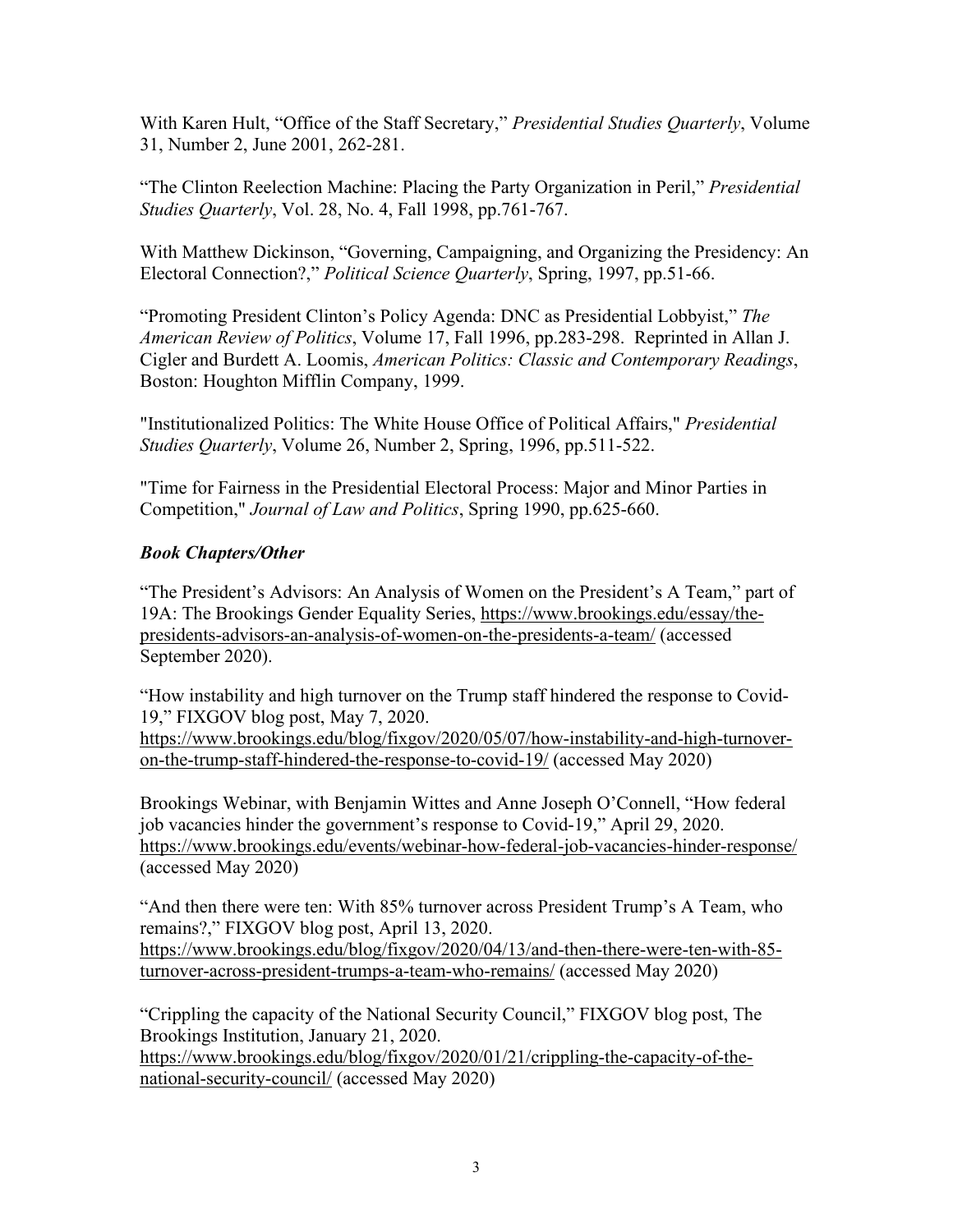With Karen Hult, "Office of the Staff Secretary," *Presidential Studies Quarterly*, Volume 31, Number 2, June 2001, 262-281.

"The Clinton Reelection Machine: Placing the Party Organization in Peril," *Presidential Studies Quarterly*, Vol. 28, No. 4, Fall 1998, pp.761-767.

With Matthew Dickinson, "Governing, Campaigning, and Organizing the Presidency: An Electoral Connection?," *Political Science Quarterly*, Spring, 1997, pp.51-66.

"Promoting President Clinton's Policy Agenda: DNC as Presidential Lobbyist," *The American Review of Politics*, Volume 17, Fall 1996, pp.283-298. Reprinted in Allan J. Cigler and Burdett A. Loomis, *American Politics: Classic and Contemporary Readings*, Boston: Houghton Mifflin Company, 1999.

"Institutionalized Politics: The White House Office of Political Affairs," *Presidential Studies Quarterly*, Volume 26, Number 2, Spring, 1996, pp.511-522.

"Time for Fairness in the Presidential Electoral Process: Major and Minor Parties in Competition," *Journal of Law and Politics*, Spring 1990, pp.625-660.

### *Book Chapters/Other*

"The President's Advisors: An Analysis of Women on the President's A Team," part of 19A: The Brookings Gender Equality Series, https://www.brookings.edu/essay/the-presidents-advisors-an-analysis-of-women-on-the-presidents-a-team/ (accessed September 2020).

"How instability and high turnover on the Trump staff hindered the response to Covid-19," FIXGOV blog post, May 7, 2020. https://www.brookings.edu/blog/fixgov/2020/05/07/how-instability-and-high-turnover-on-the-trump-staff-hindered-the-response-to-covid-19/ (accessed May 2020)

Brookings Webinar, with Benjamin Wittes and Anne Joseph O'Connell, "How federal job vacancies hinder the government's response to Covid-19," April 29, 2020. https://www.brookings.edu/events/webinar-how-federal-job-vacancies-hinder-response/ (accessed May 2020)

"And then there were ten: With 85% turnover across President Trump's A Team, who remains?," FIXGOV blog post, April 13, 2020. https://www.brookings.edu/blog/fixgov/2020/04/13/and-then-there-were-ten-with-85-turnover-across-president-trumps-a-team-who-remains/ (accessed May 2020)

"Crippling the capacity of the National Security Council," FIXGOV blog post, The Brookings Institution, January 21, 2020. https://www.brookings.edu/blog/fixgov/2020/01/21/crippling-the-capacity-of-the-national-security-council/ (accessed May 2020)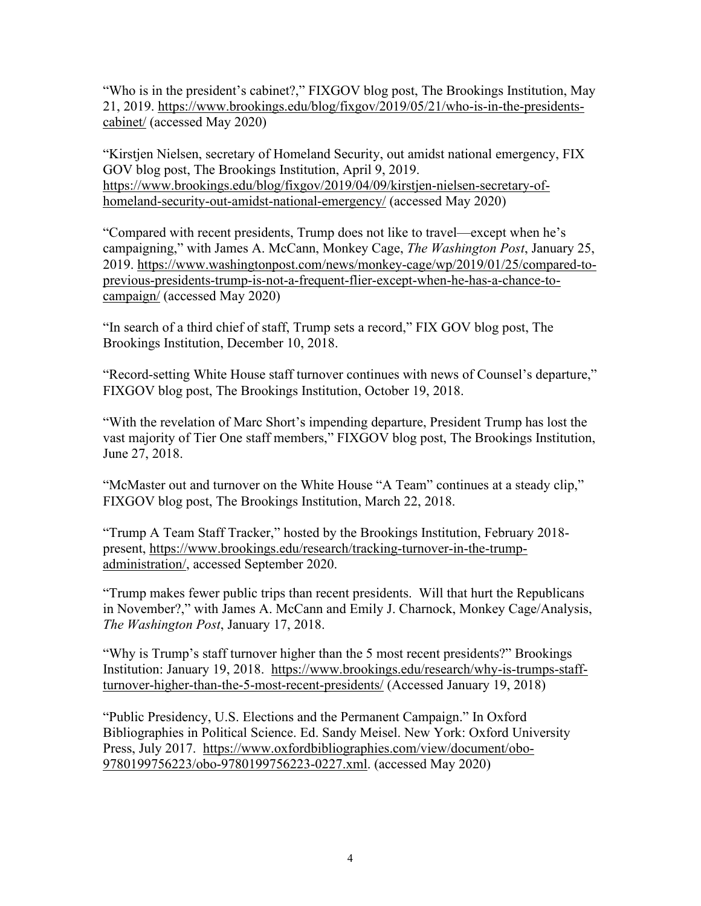"Who is in the president's cabinet?," FIXGOV blog post, The Brookings Institution, May 21, 2019. https://www.brookings.edu/blog/fixgov/2019/05/21/who-is-in-the-presidents-cabinet/ (accessed May 2020)

"Kirstjen Nielsen, secretary of Homeland Security, out amidst national emergency, FIX GOV blog post, The Brookings Institution, April 9, 2019. https://www.brookings.edu/blog/fixgov/2019/04/09/kirstjen-nielsen-secretary-of-homeland-security-out-amidst-national-emergency/ (accessed May 2020)

"Compared with recent presidents, Trump does not like to travel—except when he's campaigning," with James A. McCann, Monkey Cage, *The Washington Post*, January 25, 2019. https://www.washingtonpost.com/news/monkey-cage/wp/2019/01/25/compared-to-previous-presidents-trump-is-not-a-frequent-flier-except-when-he-has-a-chance-to-campaign/ (accessed May 2020)

"In search of a third chief of staff, Trump sets a record," FIX GOV blog post, The Brookings Institution, December 10, 2018.

"Record-setting White House staff turnover continues with news of Counsel's departure," FIXGOV blog post, The Brookings Institution, October 19, 2018.

"With the revelation of Marc Short's impending departure, President Trump has lost the vast majority of Tier One staff members," FIXGOV blog post, The Brookings Institution, June 27, 2018.

"McMaster out and turnover on the White House "A Team" continues at a steady clip," FIXGOV blog post, The Brookings Institution, March 22, 2018.

"Trump A Team Staff Tracker," hosted by the Brookings Institution, February 2018-present, https://www.brookings.edu/research/tracking-turnover-in-the-trump-administration/, accessed September 2020.

"Trump makes fewer public trips than recent presidents. Will that hurt the Republicans in November?," with James A. McCann and Emily J. Charnock, Monkey Cage/Analysis, *The Washington Post*, January 17, 2018.

"Why is Trump's staff turnover higher than the 5 most recent presidents?" Brookings Institution: January 19, 2018. https://www.brookings.edu/research/why-is-trumps-staff-turnover-higher-than-the-5-most-recent-presidents/ (Accessed January 19, 2018)

"Public Presidency, U.S. Elections and the Permanent Campaign." In Oxford Bibliographies in Political Science. Ed. Sandy Meisel. New York: Oxford University Press, July 2017. https://www.oxfordbibliographies.com/view/document/obo-9780199756223/obo-9780199756223-0227.xml. (accessed May 2020)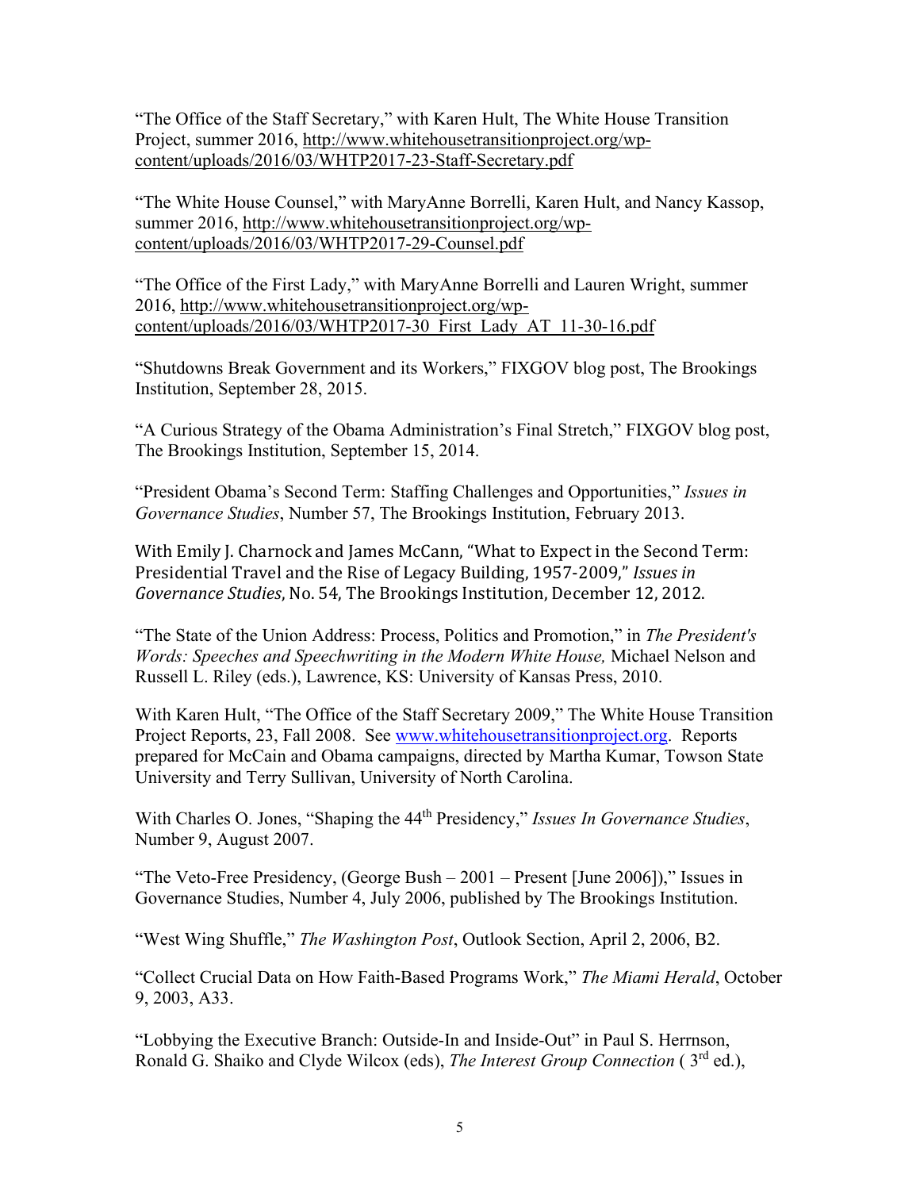"The Office of the Staff Secretary," with Karen Hult, The White House Transition Project, summer 2016, http://www.whitehousetransitionproject.org/wp-content/uploads/2016/03/WHTP2017-23-Staff-Secretary.pdf

"The White House Counsel," with MaryAnne Borrelli, Karen Hult, and Nancy Kassop, summer 2016, http://www.whitehousetransitionproject.org/wp-content/uploads/2016/03/WHTP2017-29-Counsel.pdf

"The Office of the First Lady," with MaryAnne Borrelli and Lauren Wright, summer 2016, http://www.whitehousetransitionproject.org/wp-content/uploads/2016/03/WHTP2017-30_First_Lady_AT_11-30-16.pdf

"Shutdowns Break Government and its Workers," FIXGOV blog post, The Brookings Institution, September 28, 2015.

"A Curious Strategy of the Obama Administration's Final Stretch," FIXGOV blog post, The Brookings Institution, September 15, 2014.

"President Obama's Second Term: Staffing Challenges and Opportunities," *Issues in Governance Studies*, Number 57, The Brookings Institution, February 2013.

With Emily J. Charnock and James McCann, "What to Expect in the Second Term: Presidential Travel and the Rise of Legacy Building, 1957-2009," *Issues in Governance Studies*, No. 54, The Brookings Institution, December 12, 2012.

"The State of the Union Address: Process, Politics and Promotion," in *The President's Words: Speeches and Speechwriting in the Modern White House,* Michael Nelson and Russell L. Riley (eds.), Lawrence, KS: University of Kansas Press, 2010.

With Karen Hult, "The Office of the Staff Secretary 2009," The White House Transition Project Reports, 23, Fall 2008. See www.whitehousetransitionproject.org. Reports prepared for McCain and Obama campaigns, directed by Martha Kumar, Towson State University and Terry Sullivan, University of North Carolina.

With Charles O. Jones, "Shaping the 44th Presidency," *Issues In Governance Studies*, Number 9, August 2007.

"The Veto-Free Presidency, (George Bush – 2001 – Present [June 2006])," Issues in Governance Studies, Number 4, July 2006, published by The Brookings Institution.

"West Wing Shuffle," *The Washington Post*, Outlook Section, April 2, 2006, B2.

"Collect Crucial Data on How Faith-Based Programs Work," *The Miami Herald*, October 9, 2003, A33.

"Lobbying the Executive Branch: Outside-In and Inside-Out" in Paul S. Herrnson, Ronald G. Shaiko and Clyde Wilcox (eds), *The Interest Group Connection* ( 3rd ed.),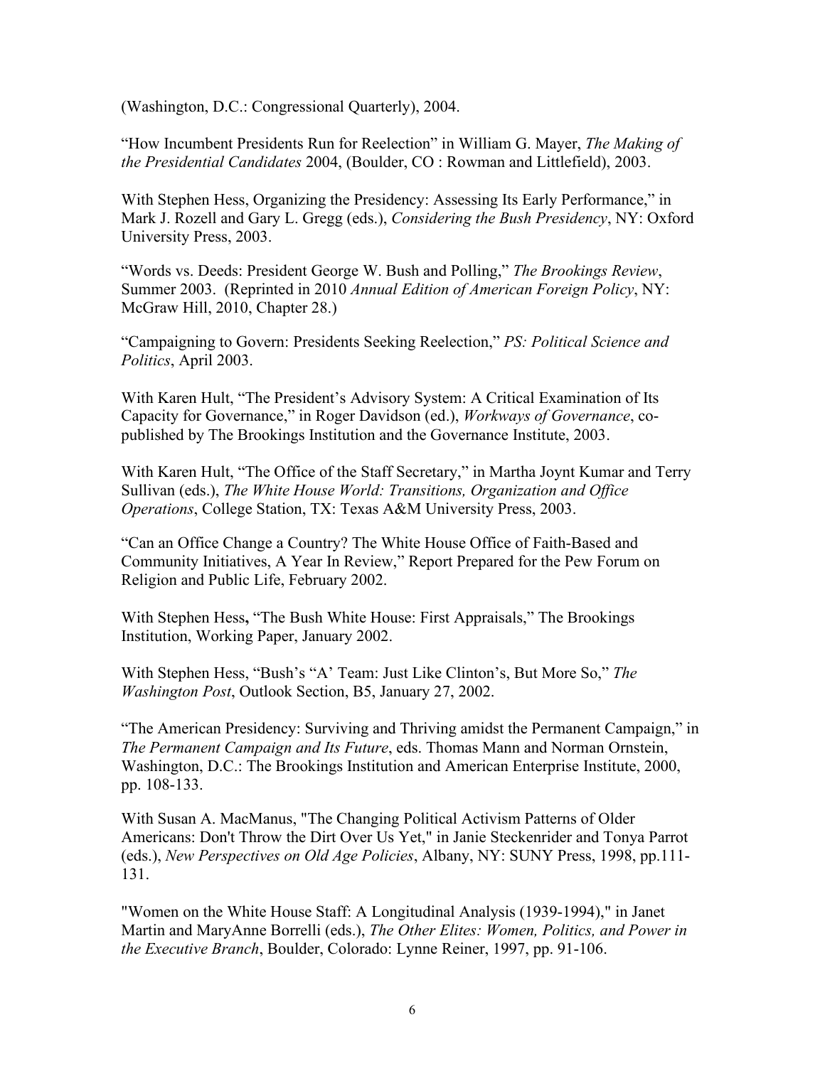(Washington, D.C.: Congressional Quarterly), 2004.

"How Incumbent Presidents Run for Reelection" in William G. Mayer, *The Making of the Presidential Candidates* 2004, (Boulder, CO : Rowman and Littlefield), 2003.

With Stephen Hess, Organizing the Presidency: Assessing Its Early Performance," in Mark J. Rozell and Gary L. Gregg (eds.), *Considering the Bush Presidency*, NY: Oxford University Press, 2003.

"Words vs. Deeds: President George W. Bush and Polling," *The Brookings Review*, Summer 2003. (Reprinted in 2010 *Annual Edition of American Foreign Policy*, NY: McGraw Hill, 2010, Chapter 28.)

"Campaigning to Govern: Presidents Seeking Reelection," *PS: Political Science and Politics*, April 2003.

With Karen Hult, "The President's Advisory System: A Critical Examination of Its Capacity for Governance," in Roger Davidson (ed.), *Workways of Governance*, co-published by The Brookings Institution and the Governance Institute, 2003.

With Karen Hult, "The Office of the Staff Secretary," in Martha Joynt Kumar and Terry Sullivan (eds.), *The White House World: Transitions, Organization and Office Operations*, College Station, TX: Texas A&M University Press, 2003.

"Can an Office Change a Country? The White House Office of Faith-Based and Community Initiatives, A Year In Review," Report Prepared for the Pew Forum on Religion and Public Life, February 2002.

With Stephen Hess**,** "The Bush White House: First Appraisals," The Brookings Institution, Working Paper, January 2002.

With Stephen Hess, "Bush's "A' Team: Just Like Clinton's, But More So," *The Washington Post*, Outlook Section, B5, January 27, 2002.

"The American Presidency: Surviving and Thriving amidst the Permanent Campaign," in *The Permanent Campaign and Its Future*, eds. Thomas Mann and Norman Ornstein, Washington, D.C.: The Brookings Institution and American Enterprise Institute, 2000, pp. 108-133.

With Susan A. MacManus, "The Changing Political Activism Patterns of Older Americans: Don't Throw the Dirt Over Us Yet," in Janie Steckenrider and Tonya Parrot (eds.), *New Perspectives on Old Age Policies*, Albany, NY: SUNY Press, 1998, pp.111-131.

"Women on the White House Staff: A Longitudinal Analysis (1939-1994)," in Janet Martin and MaryAnne Borrelli (eds.), *The Other Elites: Women, Politics, and Power in the Executive Branch*, Boulder, Colorado: Lynne Reiner, 1997, pp. 91-106.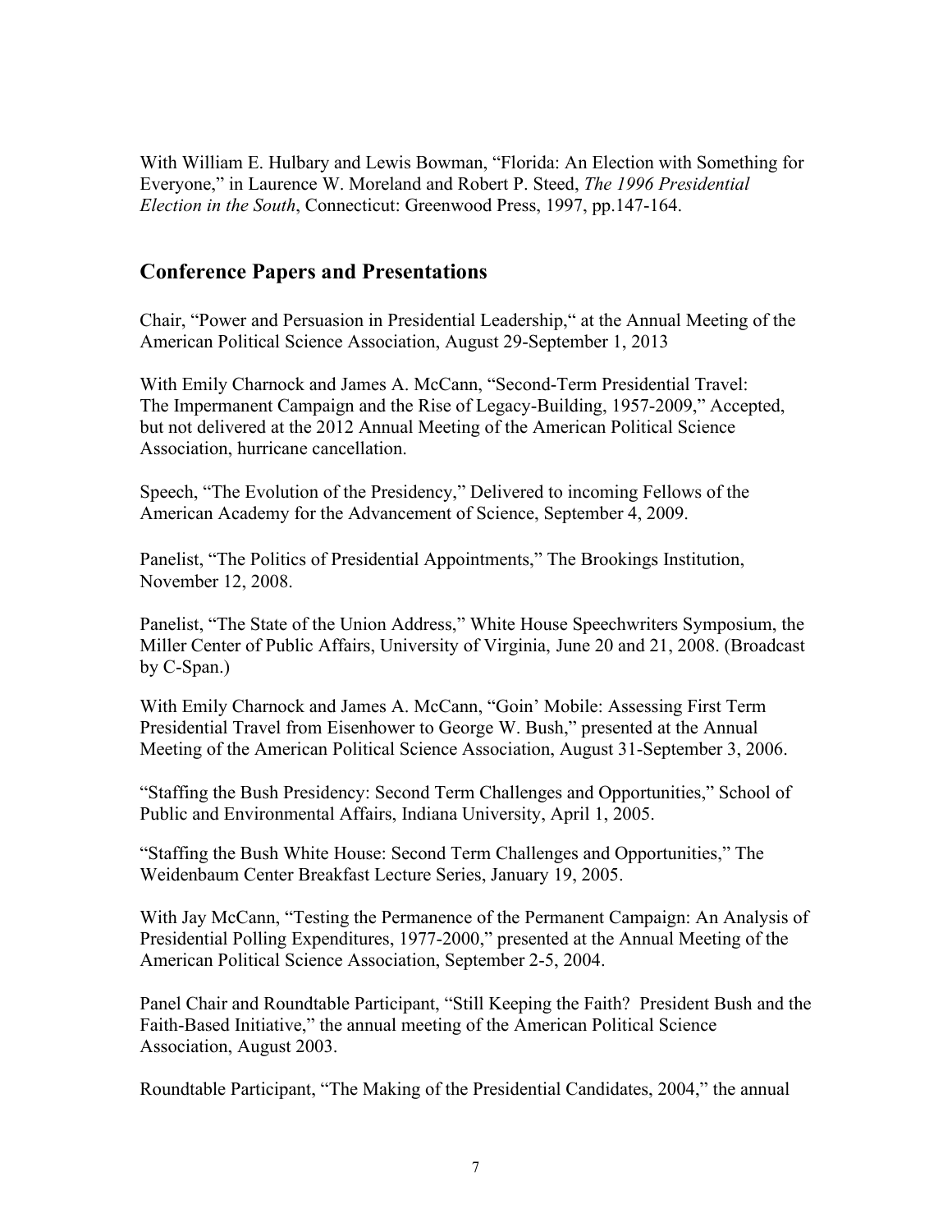With William E. Hulbary and Lewis Bowman, "Florida: An Election with Something for Everyone," in Laurence W. Moreland and Robert P. Steed, *The 1996 Presidential Election in the South*, Connecticut: Greenwood Press, 1997, pp.147-164.

## Conference Papers and Presentations

Chair, "Power and Persuasion in Presidential Leadership," at the Annual Meeting of the American Political Science Association, August 29-September 1, 2013

With Emily Charnock and James A. McCann, "Second-Term Presidential Travel: The Impermanent Campaign and the Rise of Legacy-Building, 1957-2009," Accepted, but not delivered at the 2012 Annual Meeting of the American Political Science Association, hurricane cancellation.

Speech, "The Evolution of the Presidency," Delivered to incoming Fellows of the American Academy for the Advancement of Science, September 4, 2009.

Panelist, "The Politics of Presidential Appointments," The Brookings Institution, November 12, 2008.

Panelist, "The State of the Union Address," White House Speechwriters Symposium, the Miller Center of Public Affairs, University of Virginia, June 20 and 21, 2008. (Broadcast by C-Span.)

With Emily Charnock and James A. McCann, "Goin' Mobile: Assessing First Term Presidential Travel from Eisenhower to George W. Bush," presented at the Annual Meeting of the American Political Science Association, August 31-September 3, 2006.

"Staffing the Bush Presidency: Second Term Challenges and Opportunities," School of Public and Environmental Affairs, Indiana University, April 1, 2005.

"Staffing the Bush White House: Second Term Challenges and Opportunities," The Weidenbaum Center Breakfast Lecture Series, January 19, 2005.

With Jay McCann, "Testing the Permanence of the Permanent Campaign: An Analysis of Presidential Polling Expenditures, 1977-2000," presented at the Annual Meeting of the American Political Science Association, September 2-5, 2004.

Panel Chair and Roundtable Participant, "Still Keeping the Faith? President Bush and the Faith-Based Initiative," the annual meeting of the American Political Science Association, August 2003.

Roundtable Participant, "The Making of the Presidential Candidates, 2004," the annual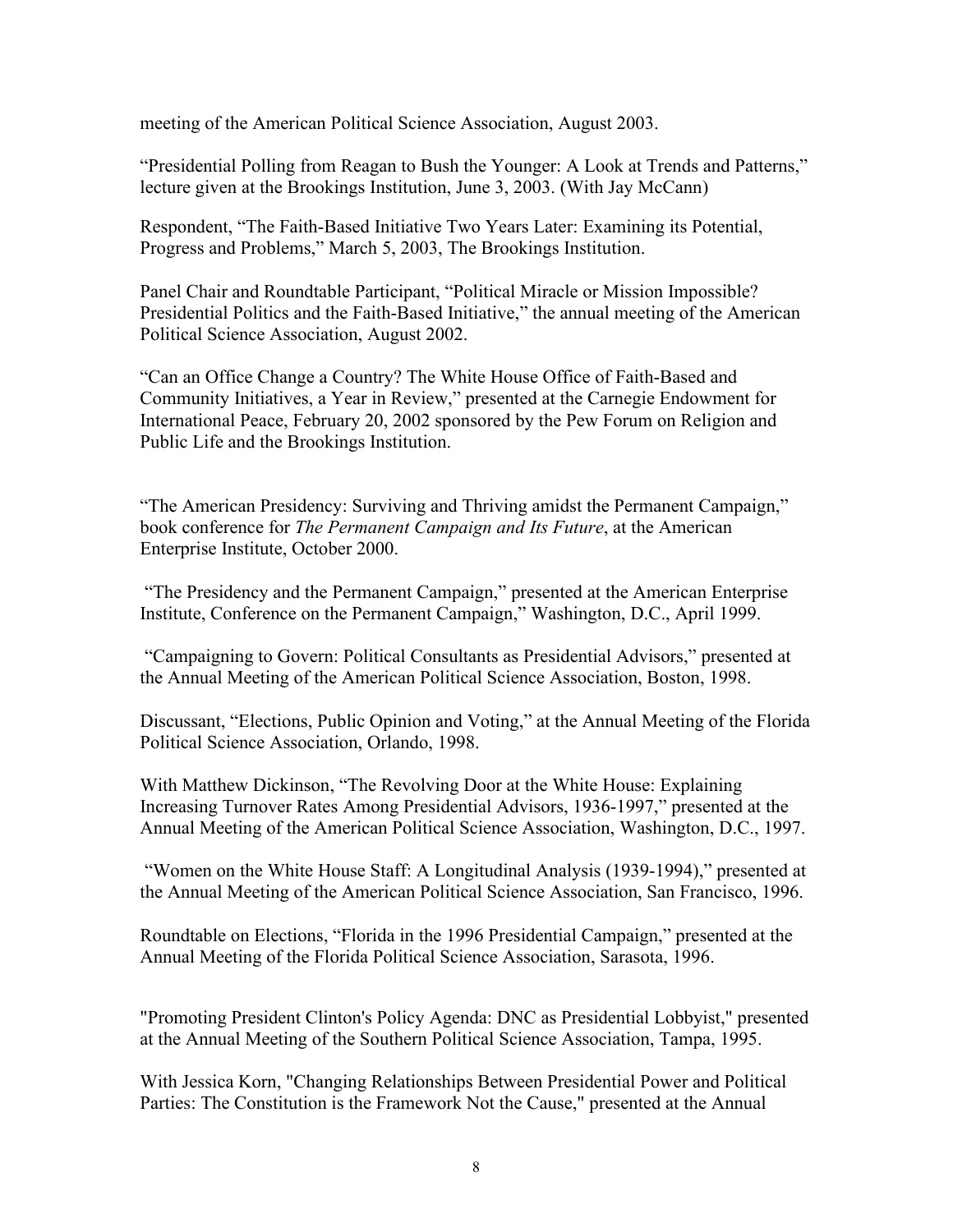meeting of the American Political Science Association, August 2003.

"Presidential Polling from Reagan to Bush the Younger: A Look at Trends and Patterns," lecture given at the Brookings Institution, June 3, 2003. (With Jay McCann)

Respondent, "The Faith-Based Initiative Two Years Later: Examining its Potential, Progress and Problems," March 5, 2003, The Brookings Institution.

Panel Chair and Roundtable Participant, "Political Miracle or Mission Impossible? Presidential Politics and the Faith-Based Initiative," the annual meeting of the American Political Science Association, August 2002.

"Can an Office Change a Country? The White House Office of Faith-Based and Community Initiatives, a Year in Review," presented at the Carnegie Endowment for International Peace, February 20, 2002 sponsored by the Pew Forum on Religion and Public Life and the Brookings Institution.

"The American Presidency: Surviving and Thriving amidst the Permanent Campaign," book conference for *The Permanent Campaign and Its Future*, at the American Enterprise Institute, October 2000.

"The Presidency and the Permanent Campaign," presented at the American Enterprise Institute, Conference on the Permanent Campaign," Washington, D.C., April 1999.

"Campaigning to Govern: Political Consultants as Presidential Advisors," presented at the Annual Meeting of the American Political Science Association, Boston, 1998.

Discussant, "Elections, Public Opinion and Voting," at the Annual Meeting of the Florida Political Science Association, Orlando, 1998.

With Matthew Dickinson, "The Revolving Door at the White House: Explaining Increasing Turnover Rates Among Presidential Advisors, 1936-1997," presented at the Annual Meeting of the American Political Science Association, Washington, D.C., 1997.

"Women on the White House Staff: A Longitudinal Analysis (1939-1994)," presented at the Annual Meeting of the American Political Science Association, San Francisco, 1996.

Roundtable on Elections, "Florida in the 1996 Presidential Campaign," presented at the Annual Meeting of the Florida Political Science Association, Sarasota, 1996.

"Promoting President Clinton's Policy Agenda: DNC as Presidential Lobbyist," presented at the Annual Meeting of the Southern Political Science Association, Tampa, 1995.

With Jessica Korn, "Changing Relationships Between Presidential Power and Political Parties: The Constitution is the Framework Not the Cause," presented at the Annual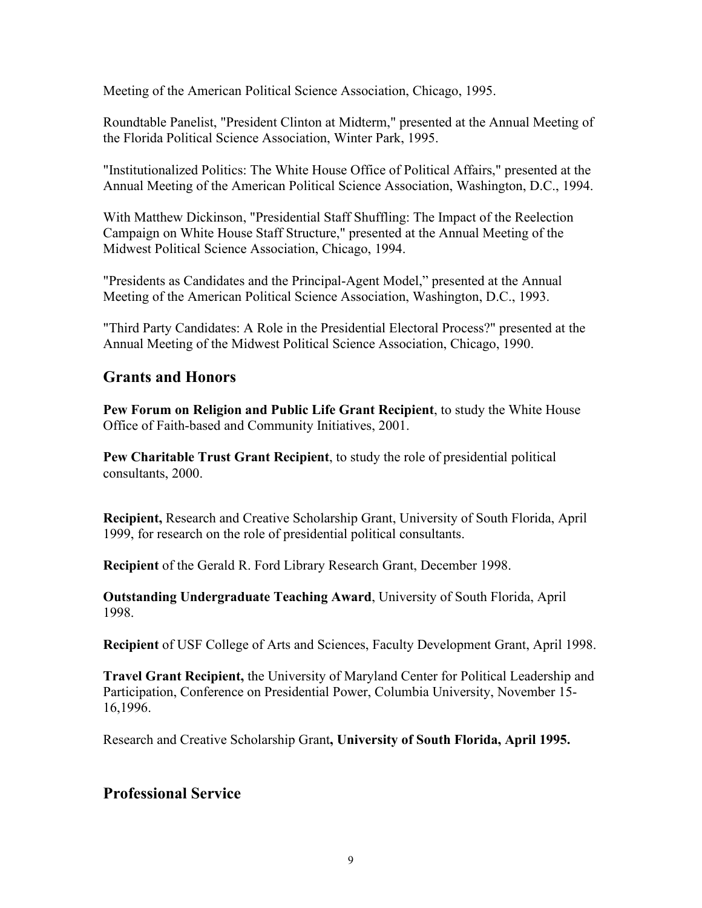Meeting of the American Political Science Association, Chicago, 1995.

Roundtable Panelist, "President Clinton at Midterm," presented at the Annual Meeting of the Florida Political Science Association, Winter Park, 1995.

"Institutionalized Politics: The White House Office of Political Affairs," presented at the Annual Meeting of the American Political Science Association, Washington, D.C., 1994.

With Matthew Dickinson, "Presidential Staff Shuffling: The Impact of the Reelection Campaign on White House Staff Structure," presented at the Annual Meeting of the Midwest Political Science Association, Chicago, 1994.

"Presidents as Candidates and the Principal-Agent Model," presented at the Annual Meeting of the American Political Science Association, Washington, D.C., 1993.

"Third Party Candidates: A Role in the Presidential Electoral Process?" presented at the Annual Meeting of the Midwest Political Science Association, Chicago, 1990.

## Grants and Honors

**Pew Forum on Religion and Public Life Grant Recipient**, to study the White House Office of Faith-based and Community Initiatives, 2001.

**Pew Charitable Trust Grant Recipient**, to study the role of presidential political consultants, 2000.

**Recipient,** Research and Creative Scholarship Grant, University of South Florida, April 1999, for research on the role of presidential political consultants.

**Recipient** of the Gerald R. Ford Library Research Grant, December 1998.

**Outstanding Undergraduate Teaching Award**, University of South Florida, April 1998.

**Recipient** of USF College of Arts and Sciences, Faculty Development Grant, April 1998.

**Travel Grant Recipient,** the University of Maryland Center for Political Leadership and Participation, Conference on Presidential Power, Columbia University, November 15-16,1996.

Research and Creative Scholarship Grant**, University of South Florida, April 1995.**

## Professional Service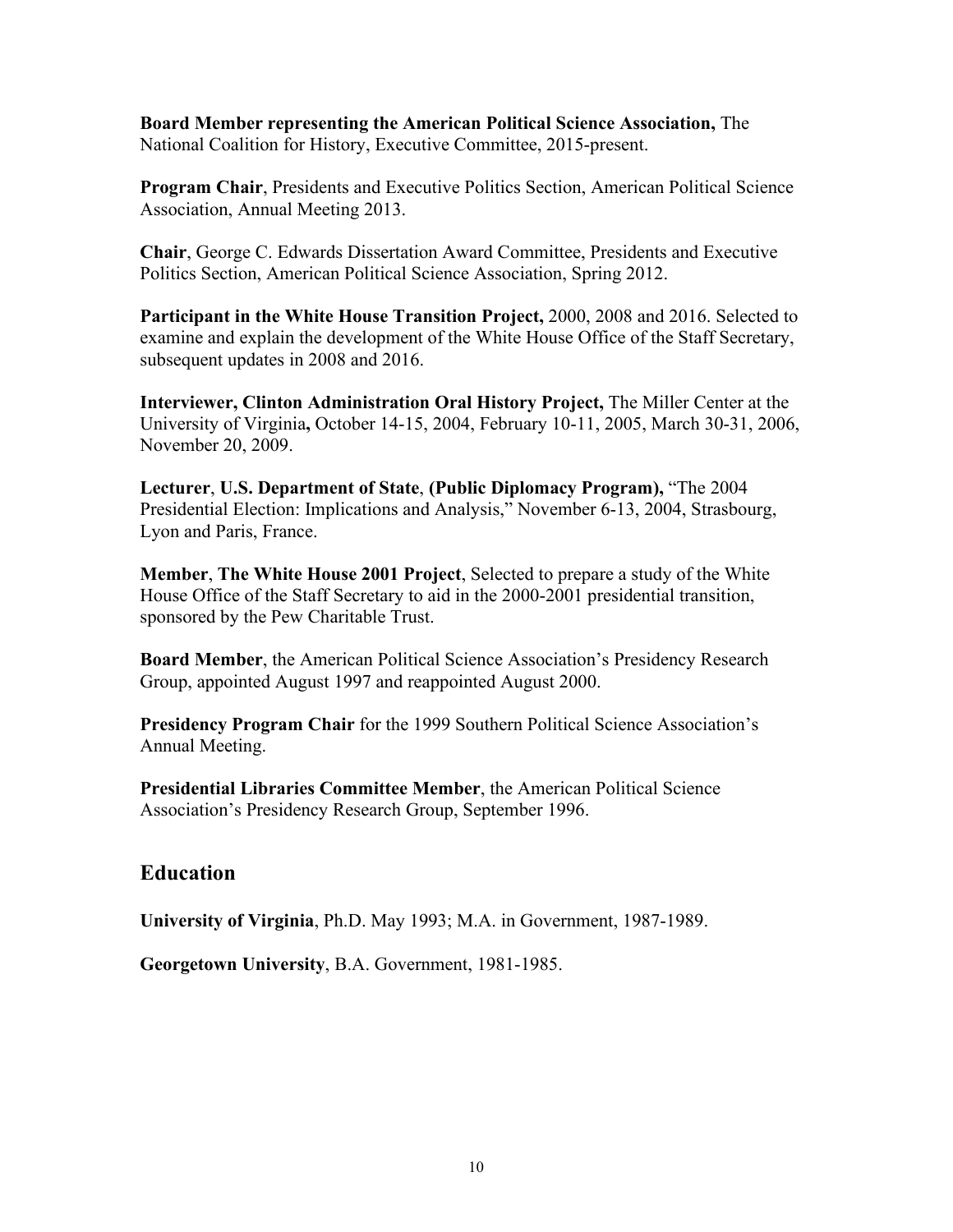**Board Member representing the American Political Science Association,** The National Coalition for History, Executive Committee, 2015-present.

**Program Chair**, Presidents and Executive Politics Section, American Political Science Association, Annual Meeting 2013.

**Chair**, George C. Edwards Dissertation Award Committee, Presidents and Executive Politics Section, American Political Science Association, Spring 2012.

**Participant in the White House Transition Project,** 2000, 2008 and 2016. Selected to examine and explain the development of the White House Office of the Staff Secretary, subsequent updates in 2008 and 2016.

**Interviewer, Clinton Administration Oral History Project,** The Miller Center at the University of Virginia**,** October 14-15, 2004, February 10-11, 2005, March 30-31, 2006, November 20, 2009.

**Lecturer**, **U.S. Department of State**, **(Public Diplomacy Program),** "The 2004 Presidential Election: Implications and Analysis," November 6-13, 2004, Strasbourg, Lyon and Paris, France.

**Member**, **The White House 2001 Project**, Selected to prepare a study of the White House Office of the Staff Secretary to aid in the 2000-2001 presidential transition, sponsored by the Pew Charitable Trust.

**Board Member**, the American Political Science Association's Presidency Research Group, appointed August 1997 and reappointed August 2000.

**Presidency Program Chair** for the 1999 Southern Political Science Association's Annual Meeting.

**Presidential Libraries Committee Member**, the American Political Science Association's Presidency Research Group, September 1996.

## Education

**University of Virginia**, Ph.D. May 1993; M.A. in Government, 1987-1989.

**Georgetown University**, B.A. Government, 1981-1985.